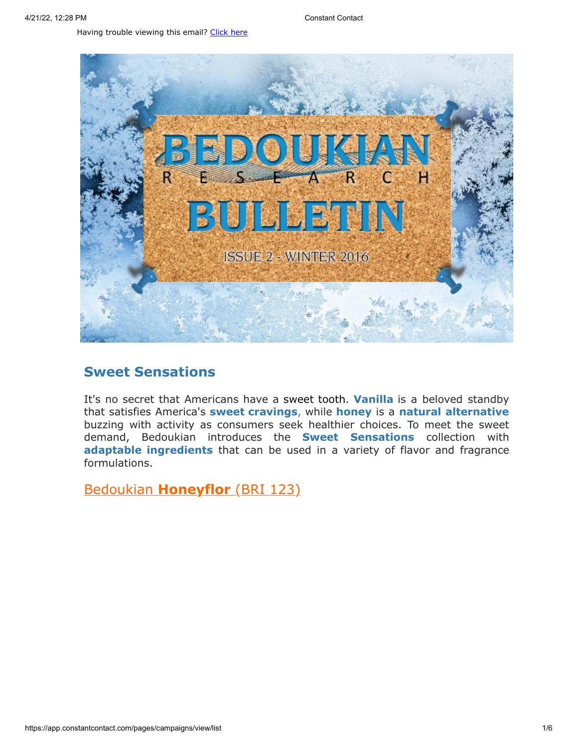Having trouble viewing this email? Click here

# BEDOUKIAN RESEARCH BULLETIN

ISSUE 2 - WINTER 2016

## Sweet Sensations

It's no secret that Americans have a sweet tooth. **Vanilla** is a beloved standby that satisfies America's **sweet cravings**, while **honey** is a **natural alternative** buzzing with activity as consumers seek healthier choices. To meet the sweet demand, Bedoukian introduces the **Sweet Sensations** collection with **adaptable ingredients** that can be used in a variety of flavor and fragrance formulations.

### Bedoukian **Honeyflor** (BRI 123)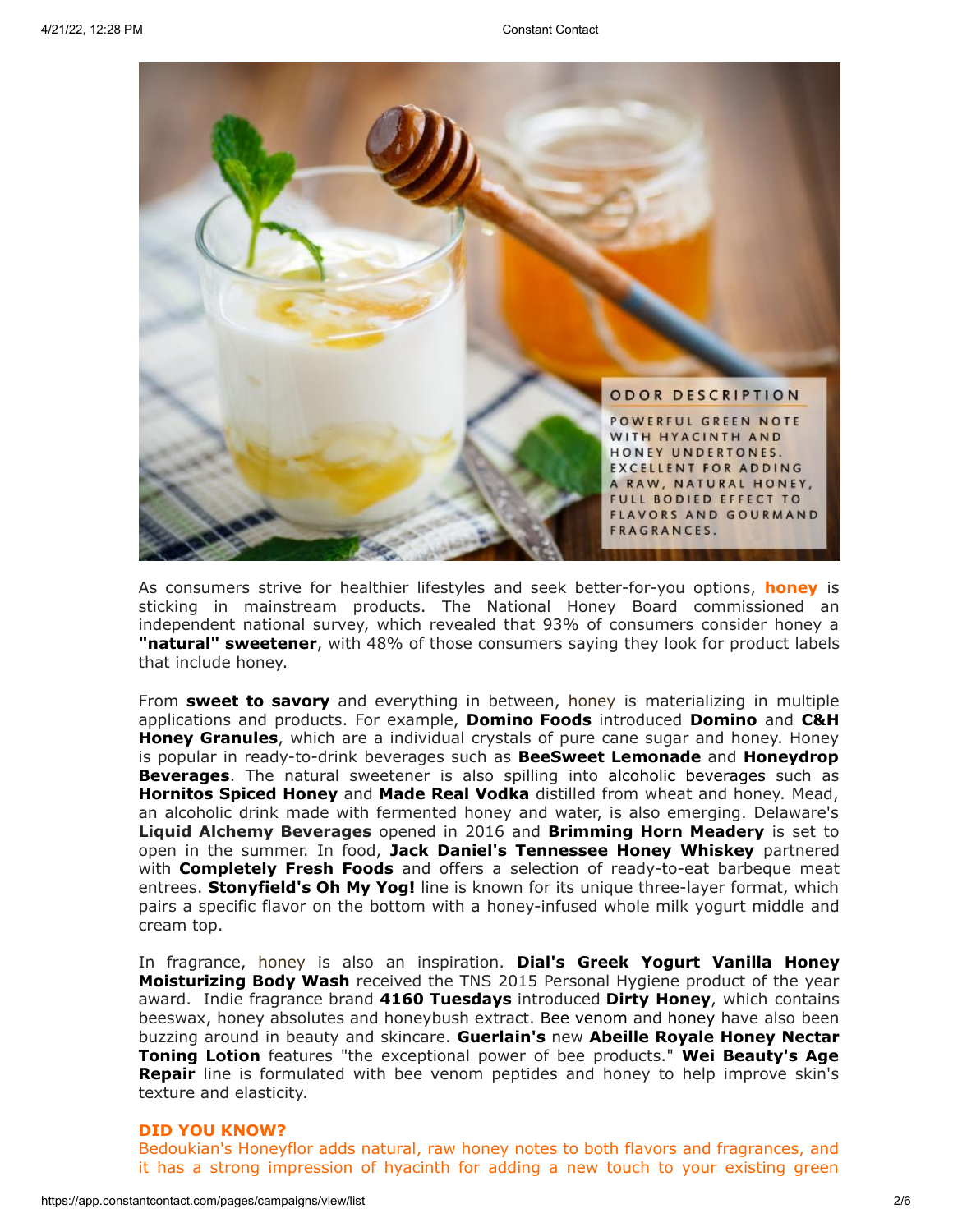As consumers strive for healthier lifestyles and seek better-for-you options, **honey** is sticking in mainstream products. The National Honey Board commissioned an independent national survey, which revealed that 93% of consumers consider honey a **"natural" sweetener**, with 48% of those consumers saying they look for product labels that include honey.

From **sweet to savory** and everything in between, honey is materializing in multiple applications and products. For example, **Domino Foods** introduced **Domino** and **C&H Honey Granules**, which are a individual crystals of pure cane sugar and honey. Honey is popular in ready-to-drink beverages such as **BeeSweet Lemonade** and **Honeydrop Beverages**. The natural sweetener is also spilling into alcoholic beverages such as **Hornitos Spiced Honey** and **Made Real Vodka** distilled from wheat and honey. Mead, an alcoholic drink made with fermented honey and water, is also emerging. Delaware's **Liquid Alchemy Beverages** opened in 2016 and **Brimming Horn Meadery** is set to open in the summer. In food, **Jack Daniel's Tennessee Honey Whiskey** partnered with **Completely Fresh Foods** and offers a selection of ready-to-eat barbeque meat entrees. **Stonyfield's Oh My Yog!** line is known for its unique three-layer format, which pairs a specific flavor on the bottom with a honey-infused whole milk yogurt middle and cream top.

In fragrance, honey is also an inspiration. **Dial's Greek Yogurt Vanilla Honey Moisturizing Body Wash** received the TNS 2015 Personal Hygiene product of the year award. Indie fragrance brand **4160 Tuesdays** introduced **Dirty Honey**, which contains beeswax, honey absolutes and honeybush extract. Bee venom and honey have also been buzzing around in beauty and skincare. **Guerlain's** new **Abeille Royale Honey Nectar Toning Lotion** features "the exceptional power of bee products." **Wei Beauty's Age Repair** line is formulated with bee venom peptides and honey to help improve skin's texture and elasticity.

**DID YOU KNOW?**

Bedoukian's Honeyflor adds natural, raw honey notes to both flavors and fragrances, and it has a strong impression of hyacinth for adding a new touch to your existing green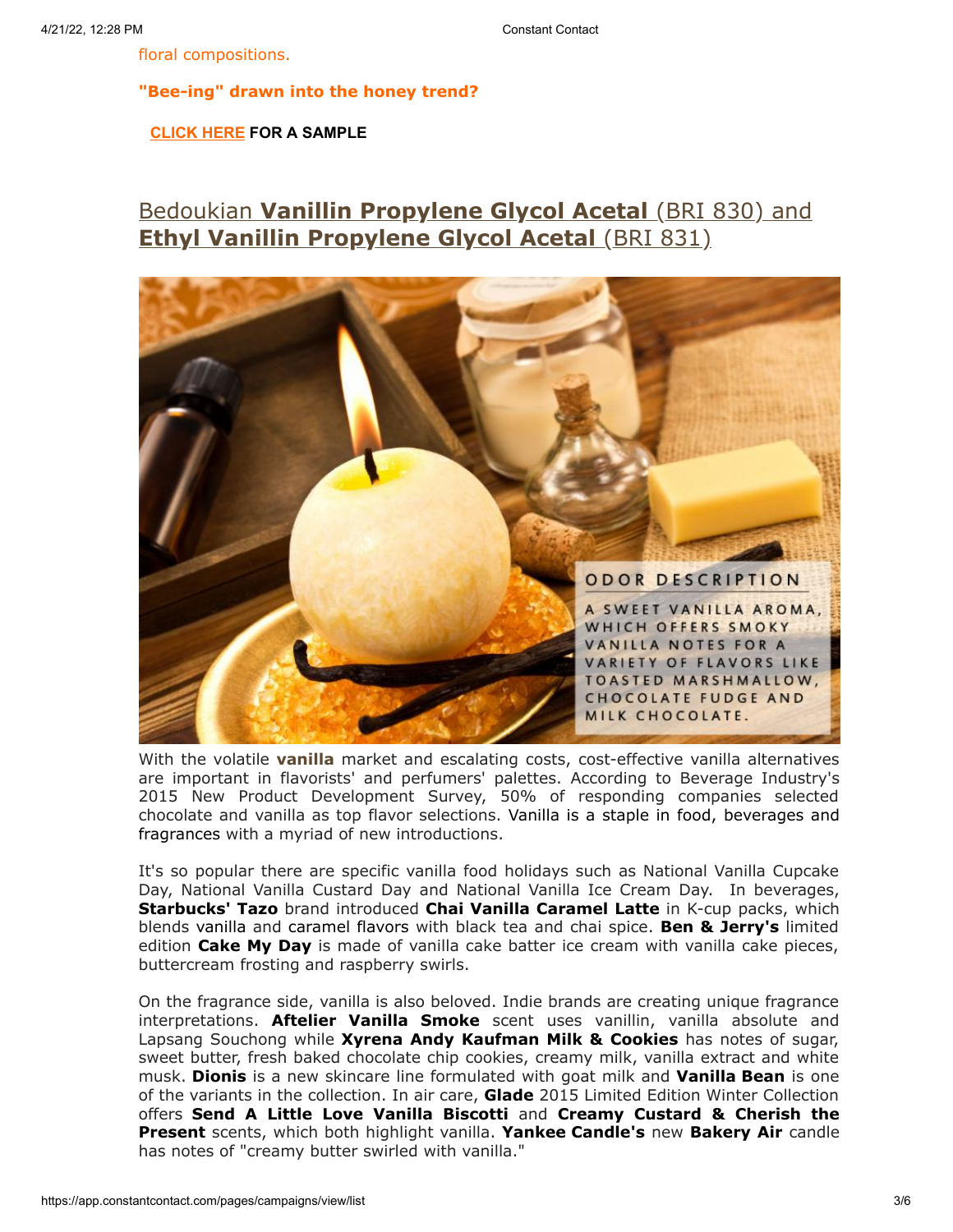floral compositions.

**"Bee-ing" drawn into the honey trend?**

**CLICK HERE FOR A SAMPLE**

## Bedoukian **Vanillin Propylene Glycol Acetal** (BRI 830) and **Ethyl Vanillin Propylene Glycol Acetal** (BRI 831)

ODOR DESCRIPTION

A SWEET VANILLA AROMA, WHICH OFFERS SMOKY VANILLA NOTES FOR A VARIETY OF FLAVORS LIKE TOASTED MARSHMALLOW, CHOCOLATE FUDGE AND MILK CHOCOLATE.

With the volatile **vanilla** market and escalating costs, cost-effective vanilla alternatives are important in flavorists' and perfumers' palettes. According to Beverage Industry's 2015 New Product Development Survey, 50% of responding companies selected chocolate and vanilla as top flavor selections. Vanilla is a staple in food, beverages and fragrances with a myriad of new introductions.

It's so popular there are specific vanilla food holidays such as National Vanilla Cupcake Day, National Vanilla Custard Day and National Vanilla Ice Cream Day. In beverages, **Starbucks' Tazo** brand introduced **Chai Vanilla Caramel Latte** in K-cup packs, which blends vanilla and caramel flavors with black tea and chai spice. **Ben & Jerry's** limited edition **Cake My Day** is made of vanilla cake batter ice cream with vanilla cake pieces, buttercream frosting and raspberry swirls.

On the fragrance side, vanilla is also beloved. Indie brands are creating unique fragrance interpretations. **Aftelier Vanilla Smoke** scent uses vanillin, vanilla absolute and Lapsang Souchong while **Xyrena Andy Kaufman Milk & Cookies** has notes of sugar, sweet butter, fresh baked chocolate chip cookies, creamy milk, vanilla extract and white musk. **Dionis** is a new skincare line formulated with goat milk and **Vanilla Bean** is one of the variants in the collection. In air care, **Glade** 2015 Limited Edition Winter Collection offers **Send A Little Love Vanilla Biscotti** and **Creamy Custard & Cherish the Present** scents, which both highlight vanilla. **Yankee Candle's** new **Bakery Air** candle has notes of "creamy butter swirled with vanilla."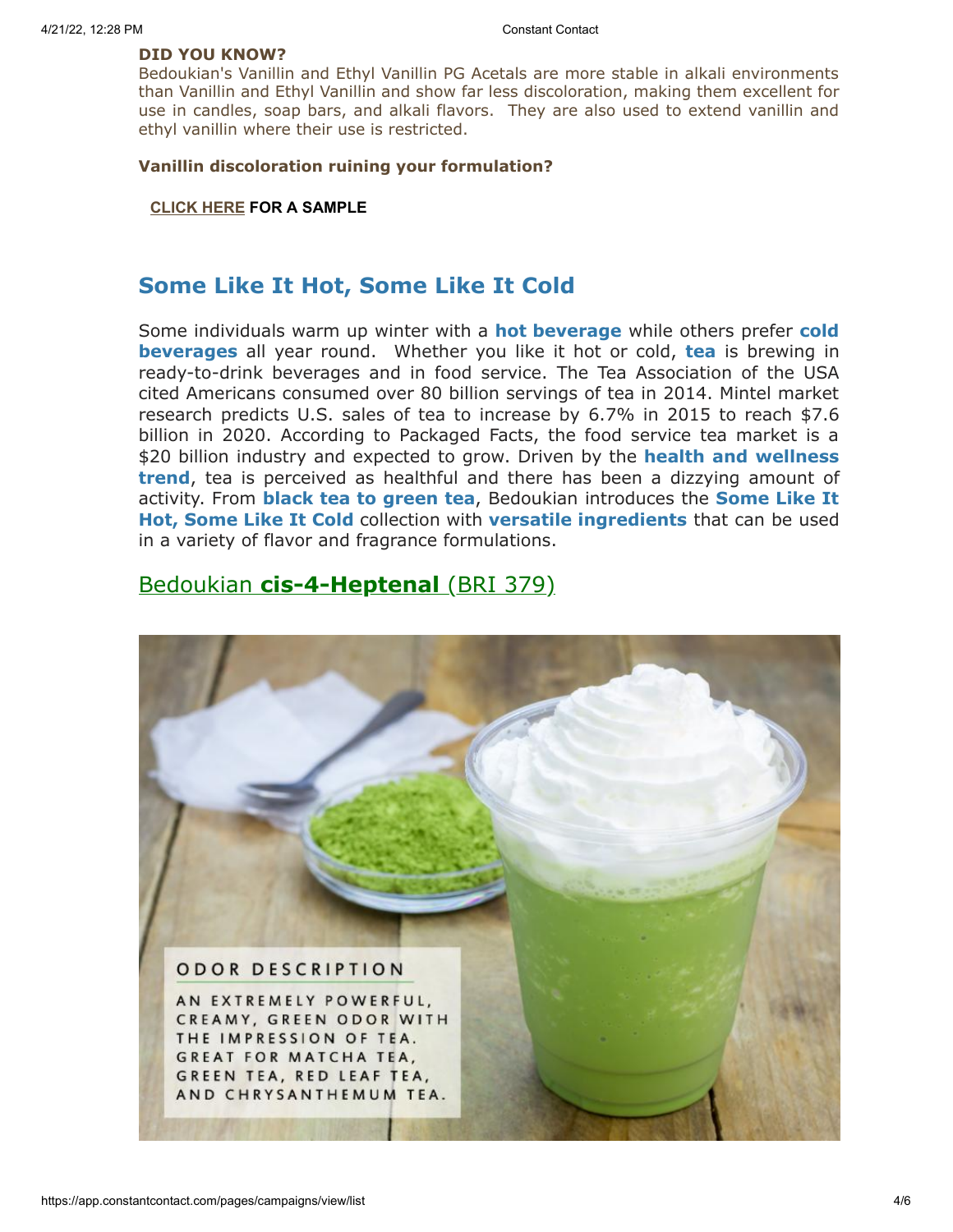**DID YOU KNOW?**

Bedoukian's Vanillin and Ethyl Vanillin PG Acetals are more stable in alkali environments than Vanillin and Ethyl Vanillin and show far less discoloration, making them excellent for use in candles, soap bars, and alkali flavors. They are also used to extend vanillin and ethyl vanillin where their use is restricted.

**Vanillin discoloration ruining your formulation?**

**CLICK HERE FOR A SAMPLE**

## Some Like It Hot, Some Like It Cold

Some individuals warm up winter with a **hot beverage** while others prefer **cold beverages** all year round. Whether you like it hot or cold, **tea** is brewing in ready-to-drink beverages and in food service. The Tea Association of the USA cited Americans consumed over 80 billion servings of tea in 2014. Mintel market research predicts U.S. sales of tea to increase by 6.7% in 2015 to reach $7.6 billion in 2020. According to Packaged Facts, the food service tea market is a $20 billion industry and expected to grow. Driven by the **health and wellness trend**, tea is perceived as healthful and there has been a dizzying amount of activity. From **black tea to green tea**, Bedoukian introduces the **Some Like It Hot, Some Like It Cold** collection with **versatile ingredients** that can be used in a variety of flavor and fragrance formulations.

## Bedoukian **cis-4-Heptenal** (BRI 379)

ODOR DESCRIPTION

AN EXTREMELY POWERFUL, CREAMY, GREEN ODOR WITH THE IMPRESSION OF TEA. GREAT FOR MATCHA TEA, GREEN TEA, RED LEAF TEA, AND CHRYSANTHEMUM TEA.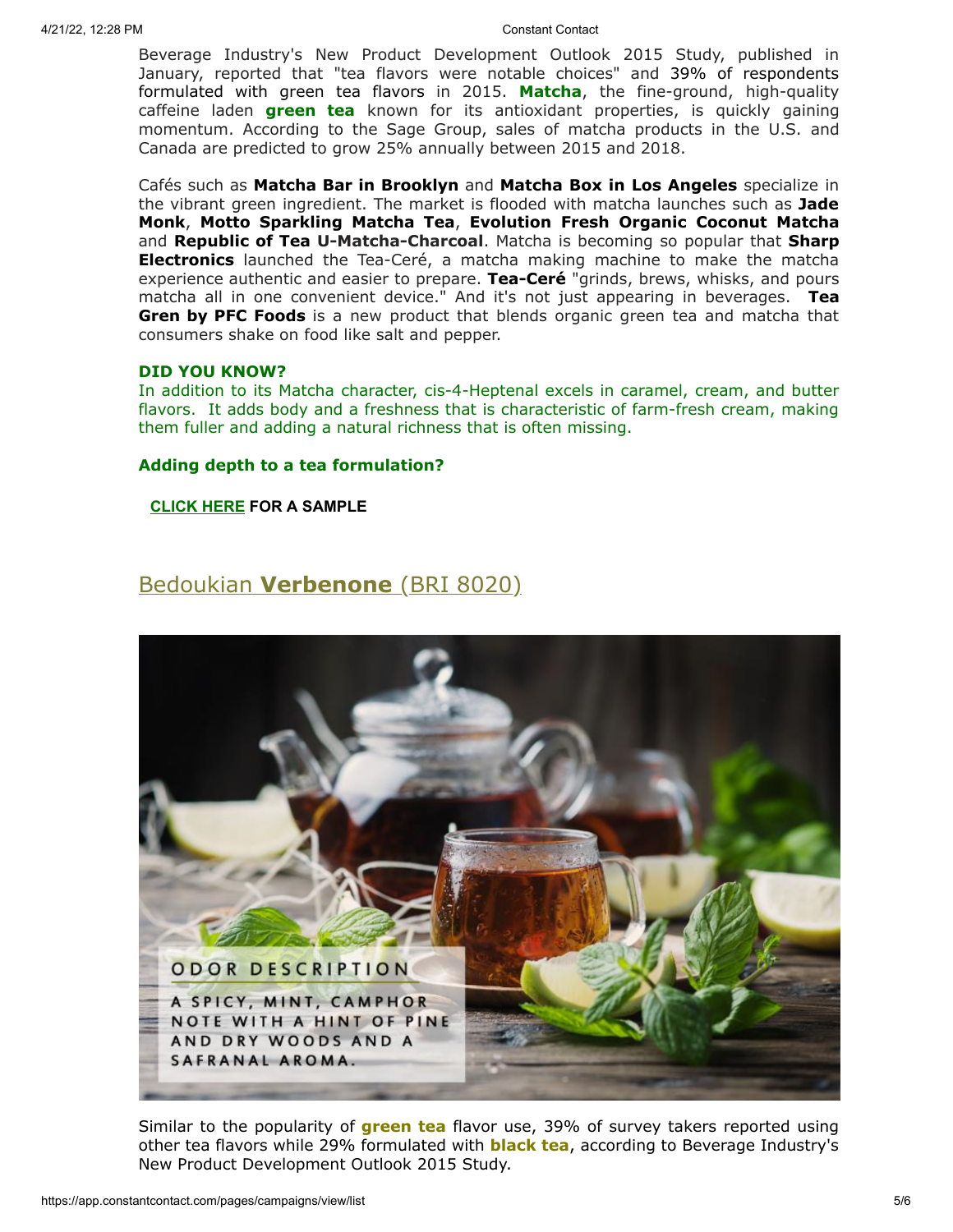Beverage Industry's New Product Development Outlook 2015 Study, published in January, reported that "tea flavors were notable choices" and 39% of respondents formulated with green tea flavors in 2015. **Matcha**, the fine-ground, high-quality caffeine laden **green tea** known for its antioxidant properties, is quickly gaining momentum. According to the Sage Group, sales of matcha products in the U.S. and Canada are predicted to grow 25% annually between 2015 and 2018.

Cafés such as **Matcha Bar in Brooklyn** and **Matcha Box in Los Angeles** specialize in the vibrant green ingredient. The market is flooded with matcha launches such as **Jade Monk**, **Motto Sparkling Matcha Tea**, **Evolution Fresh Organic Coconut Matcha** and **Republic of Tea U-Matcha-Charcoal**. Matcha is becoming so popular that **Sharp Electronics** launched the Tea-Ceré, a matcha making machine to make the matcha experience authentic and easier to prepare. **Tea-Ceré** "grinds, brews, whisks, and pours matcha all in one convenient device." And it's not just appearing in beverages. **Tea Gren by PFC Foods** is a new product that blends organic green tea and matcha that consumers shake on food like salt and pepper.

**DID YOU KNOW?**
In addition to its Matcha character, cis-4-Heptenal excels in caramel, cream, and butter flavors. It adds body and a freshness that is characteristic of farm-fresh cream, making them fuller and adding a natural richness that is often missing.

**Adding depth to a tea formulation?**

**CLICK HERE FOR A SAMPLE**

## Bedoukian **Verbenone** (BRI 8020)

ODOR DESCRIPTION

A SPICY, MINT, CAMPHOR NOTE WITH A HINT OF PINE AND DRY WOODS AND A SAFRANAL AROMA.

Similar to the popularity of **green tea** flavor use, 39% of survey takers reported using other tea flavors while 29% formulated with **black tea**, according to Beverage Industry's New Product Development Outlook 2015 Study.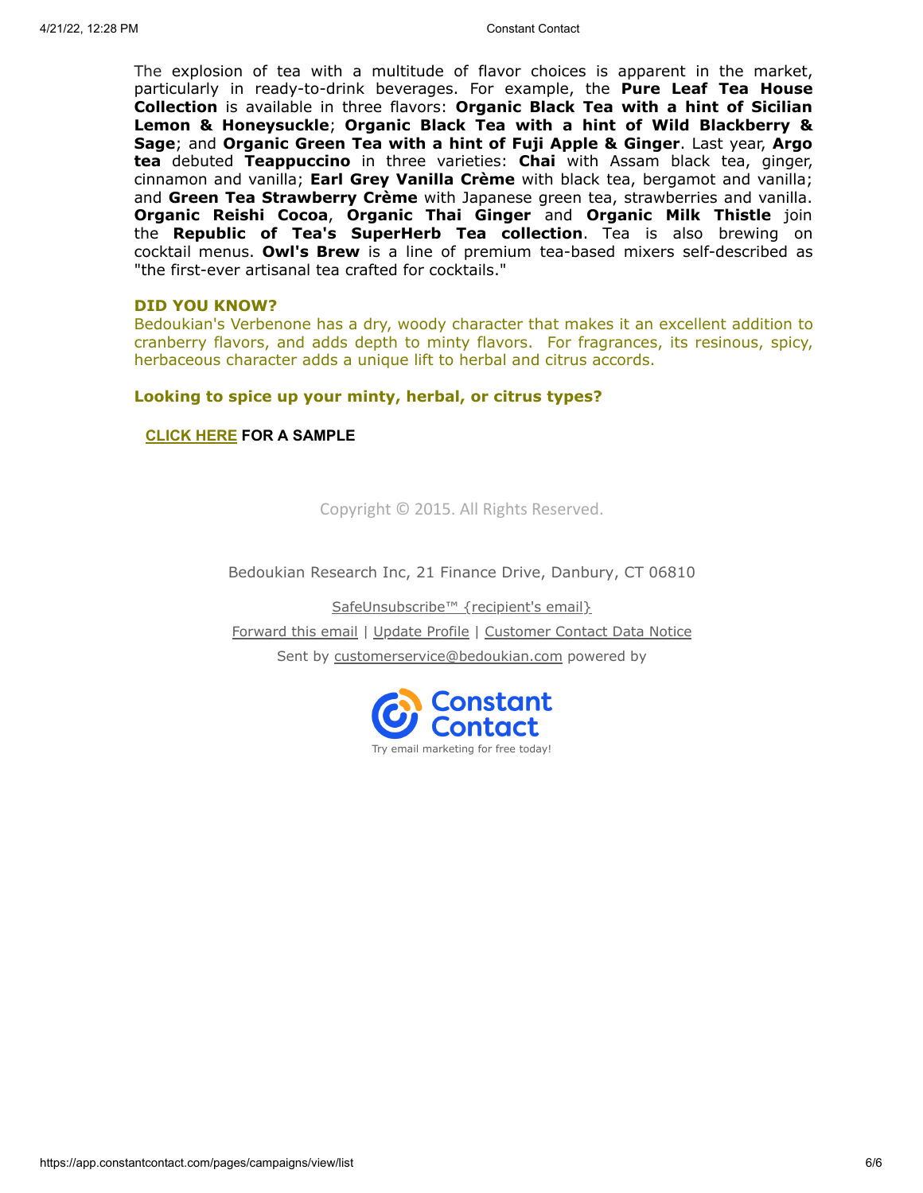The explosion of tea with a multitude of flavor choices is apparent in the market, particularly in ready-to-drink beverages. For example, the **Pure Leaf Tea House Collection** is available in three flavors: **Organic Black Tea with a hint of Sicilian Lemon & Honeysuckle**; **Organic Black Tea with a hint of Wild Blackberry & Sage**; and **Organic Green Tea with a hint of Fuji Apple & Ginger**. Last year, **Argo tea** debuted **Teappuccino** in three varieties: **Chai** with Assam black tea, ginger, cinnamon and vanilla; **Earl Grey Vanilla Crème** with black tea, bergamot and vanilla; and **Green Tea Strawberry Crème** with Japanese green tea, strawberries and vanilla. **Organic Reishi Cocoa**, **Organic Thai Ginger** and **Organic Milk Thistle** join the **Republic of Tea's SuperHerb Tea collection**. Tea is also brewing on cocktail menus. **Owl's Brew** is a line of premium tea-based mixers self-described as "the first-ever artisanal tea crafted for cocktails."

**DID YOU KNOW?**

Bedoukian's Verbenone has a dry, woody character that makes it an excellent addition to cranberry flavors, and adds depth to minty flavors. For fragrances, its resinous, spicy, herbaceous character adds a unique lift to herbal and citrus accords.

**Looking to spice up your minty, herbal, or citrus types?**

**CLICK HERE FOR A SAMPLE**

Copyright © 2015. All Rights Reserved.

Bedoukian Research Inc, 21 Finance Drive, Danbury, CT 06810

SafeUnsubscribe™ {recipient's email}

Forward this email | Update Profile | Customer Contact Data Notice

Sent by customerservice@bedoukian.com powered by

Constant Contact

Try email marketing for free today!